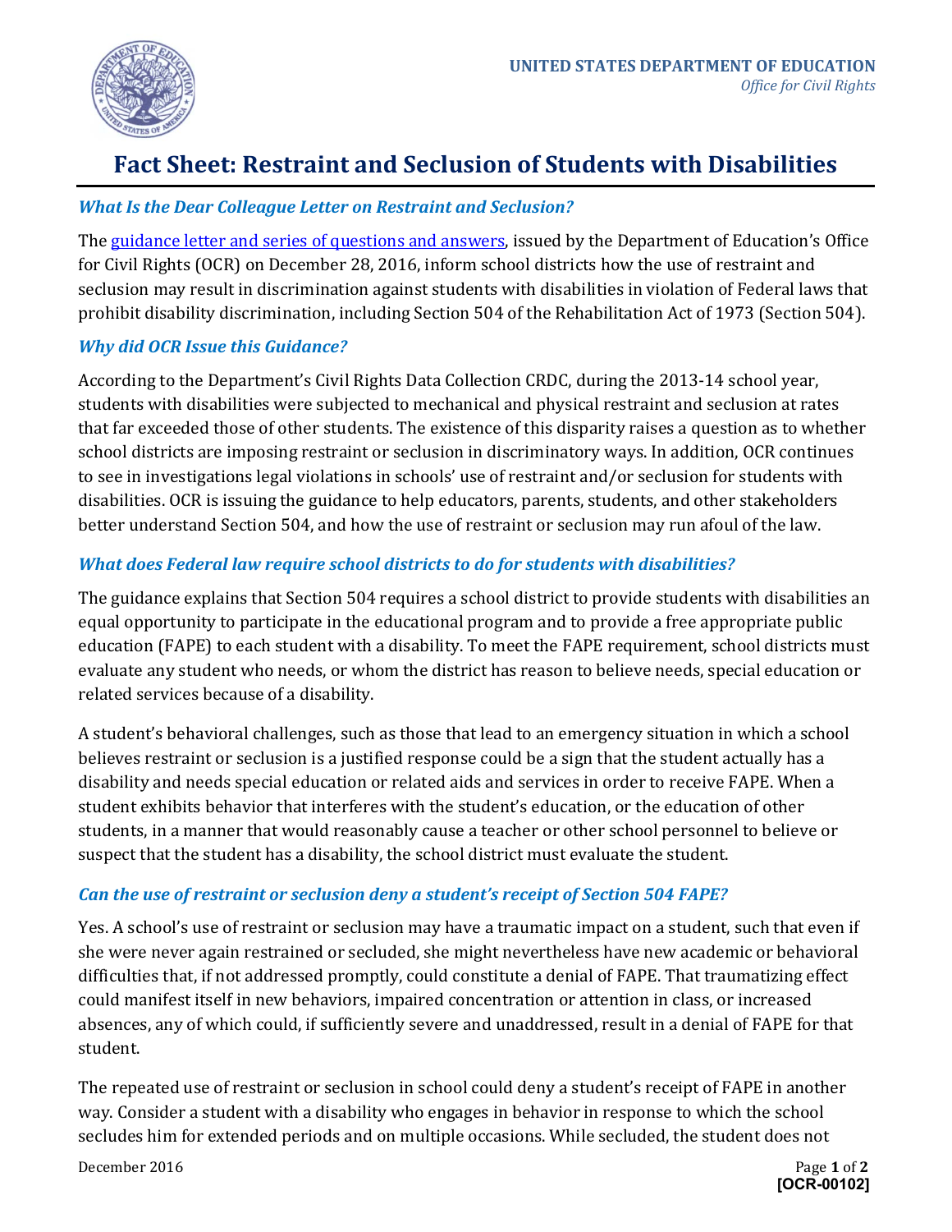UNITED STATES DEPARTMENT OF EDUCATION
*Office for Civil Rights*

# Fact Sheet: Restraint and Seclusion of Students with Disabilities

### *What Is the Dear Colleague Letter on Restraint and Seclusion?*

The guidance letter and series of questions and answers, issued by the Department of Education's Office for Civil Rights (OCR) on December 28, 2016, inform school districts how the use of restraint and seclusion may result in discrimination against students with disabilities in violation of Federal laws that prohibit disability discrimination, including Section 504 of the Rehabilitation Act of 1973 (Section 504).

### *Why did OCR Issue this Guidance?*

According to the Department's Civil Rights Data Collection CRDC, during the 2013-14 school year, students with disabilities were subjected to mechanical and physical restraint and seclusion at rates that far exceeded those of other students. The existence of this disparity raises a question as to whether school districts are imposing restraint or seclusion in discriminatory ways. In addition, OCR continues to see in investigations legal violations in schools' use of restraint and/or seclusion for students with disabilities. OCR is issuing the guidance to help educators, parents, students, and other stakeholders better understand Section 504, and how the use of restraint or seclusion may run afoul of the law.

### *What does Federal law require school districts to do for students with disabilities?*

The guidance explains that Section 504 requires a school district to provide students with disabilities an equal opportunity to participate in the educational program and to provide a free appropriate public education (FAPE) to each student with a disability. To meet the FAPE requirement, school districts must evaluate any student who needs, or whom the district has reason to believe needs, special education or related services because of a disability.

A student's behavioral challenges, such as those that lead to an emergency situation in which a school believes restraint or seclusion is a justified response could be a sign that the student actually has a disability and needs special education or related aids and services in order to receive FAPE. When a student exhibits behavior that interferes with the student's education, or the education of other students, in a manner that would reasonably cause a teacher or other school personnel to believe or suspect that the student has a disability, the school district must evaluate the student.

### *Can the use of restraint or seclusion deny a student's receipt of Section 504 FAPE?*

Yes. A school's use of restraint or seclusion may have a traumatic impact on a student, such that even if she were never again restrained or secluded, she might nevertheless have new academic or behavioral difficulties that, if not addressed promptly, could constitute a denial of FAPE. That traumatizing effect could manifest itself in new behaviors, impaired concentration or attention in class, or increased absences, any of which could, if sufficiently severe and unaddressed, result in a denial of FAPE for that student.

The repeated use of restraint or seclusion in school could deny a student's receipt of FAPE in another way. Consider a student with a disability who engages in behavior in response to which the school secludes him for extended periods and on multiple occasions. While secluded, the student does not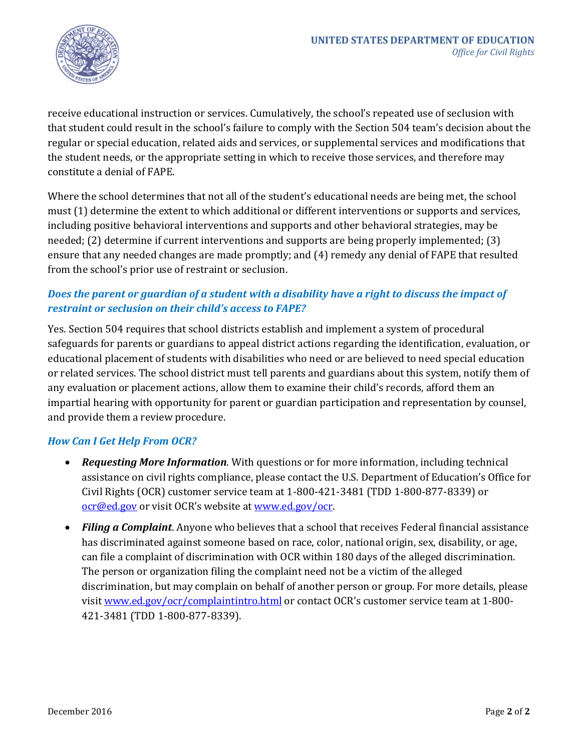receive educational instruction or services. Cumulatively, the school's repeated use of seclusion with that student could result in the school's failure to comply with the Section 504 team's decision about the regular or special education, related aids and services, or supplemental services and modifications that the student needs, or the appropriate setting in which to receive those services, and therefore may constitute a denial of FAPE.

Where the school determines that not all of the student's educational needs are being met, the school must (1) determine the extent to which additional or different interventions or supports and services, including positive behavioral interventions and supports and other behavioral strategies, may be needed; (2) determine if current interventions and supports are being properly implemented; (3) ensure that any needed changes are made promptly; and (4) remedy any denial of FAPE that resulted from the school's prior use of restraint or seclusion.

### *Does the parent or guardian of a student with a disability have a right to discuss the impact of restraint or seclusion on their child's access to FAPE?*

Yes. Section 504 requires that school districts establish and implement a system of procedural safeguards for parents or guardians to appeal district actions regarding the identification, evaluation, or educational placement of students with disabilities who need or are believed to need special education or related services. The school district must tell parents and guardians about this system, notify them of any evaluation or placement actions, allow them to examine their child's records, afford them an impartial hearing with opportunity for parent or guardian participation and representation by counsel, and provide them a review procedure.

### *How Can I Get Help From OCR?*

- ***Requesting More Information***. With questions or for more information, including technical assistance on civil rights compliance, please contact the U.S. Department of Education's Office for Civil Rights (OCR) customer service team at 1-800-421-3481 (TDD 1-800-877-8339) or ocr@ed.gov or visit OCR's website at www.ed.gov/ocr.
- ***Filing a Complaint***. Anyone who believes that a school that receives Federal financial assistance has discriminated against someone based on race, color, national origin, sex, disability, or age, can file a complaint of discrimination with OCR within 180 days of the alleged discrimination. The person or organization filing the complaint need not be a victim of the alleged discrimination, but may complain on behalf of another person or group. For more details, please visit www.ed.gov/ocr/complaintintro.html or contact OCR's customer service team at 1-800-421-3481 (TDD 1-800-877-8339).

December 2016